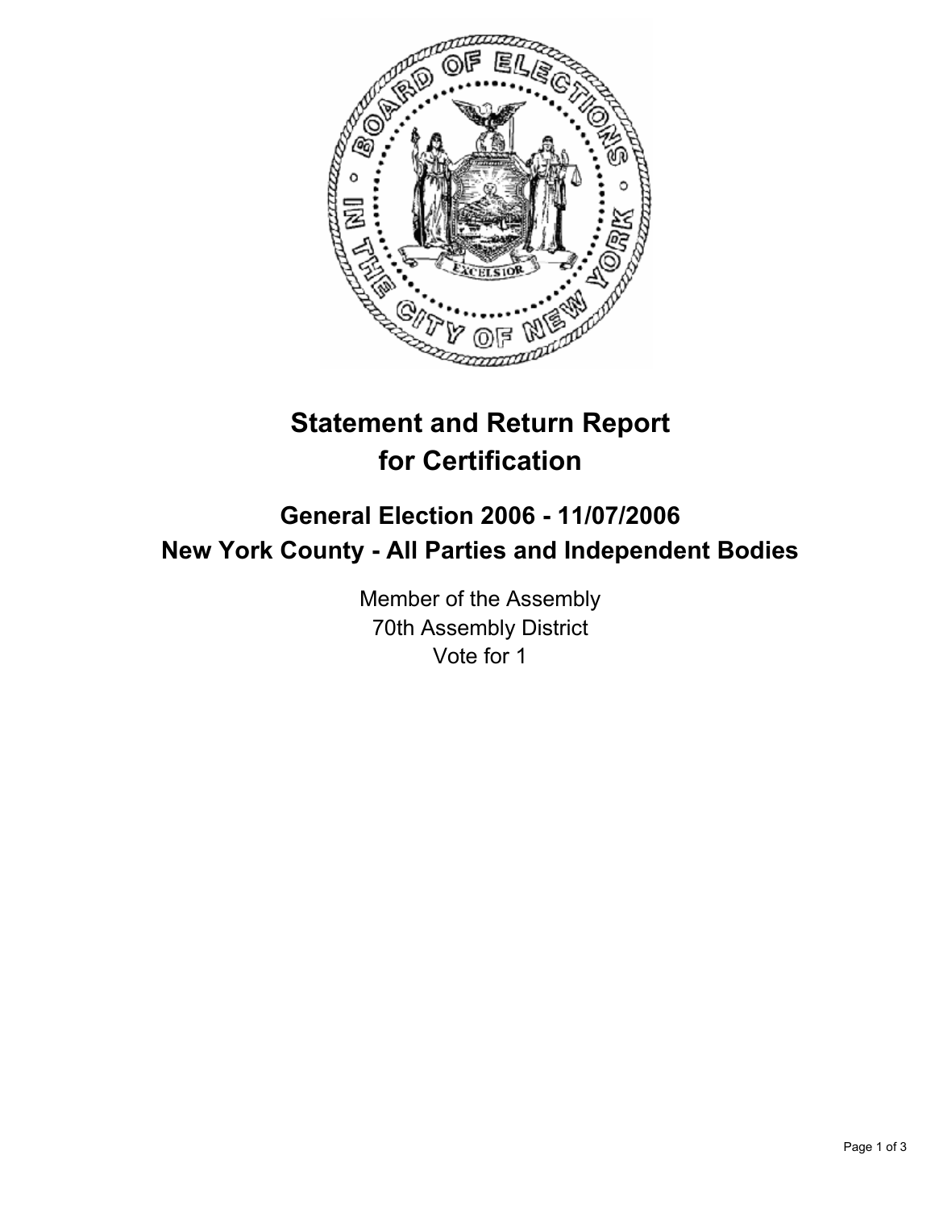# Statement and Return Report for Certification

## General Election 2006 - 11/07/2006

## New York County - All Parties and Independent Bodies

Member of the Assembly
70th Assembly District
Vote for 1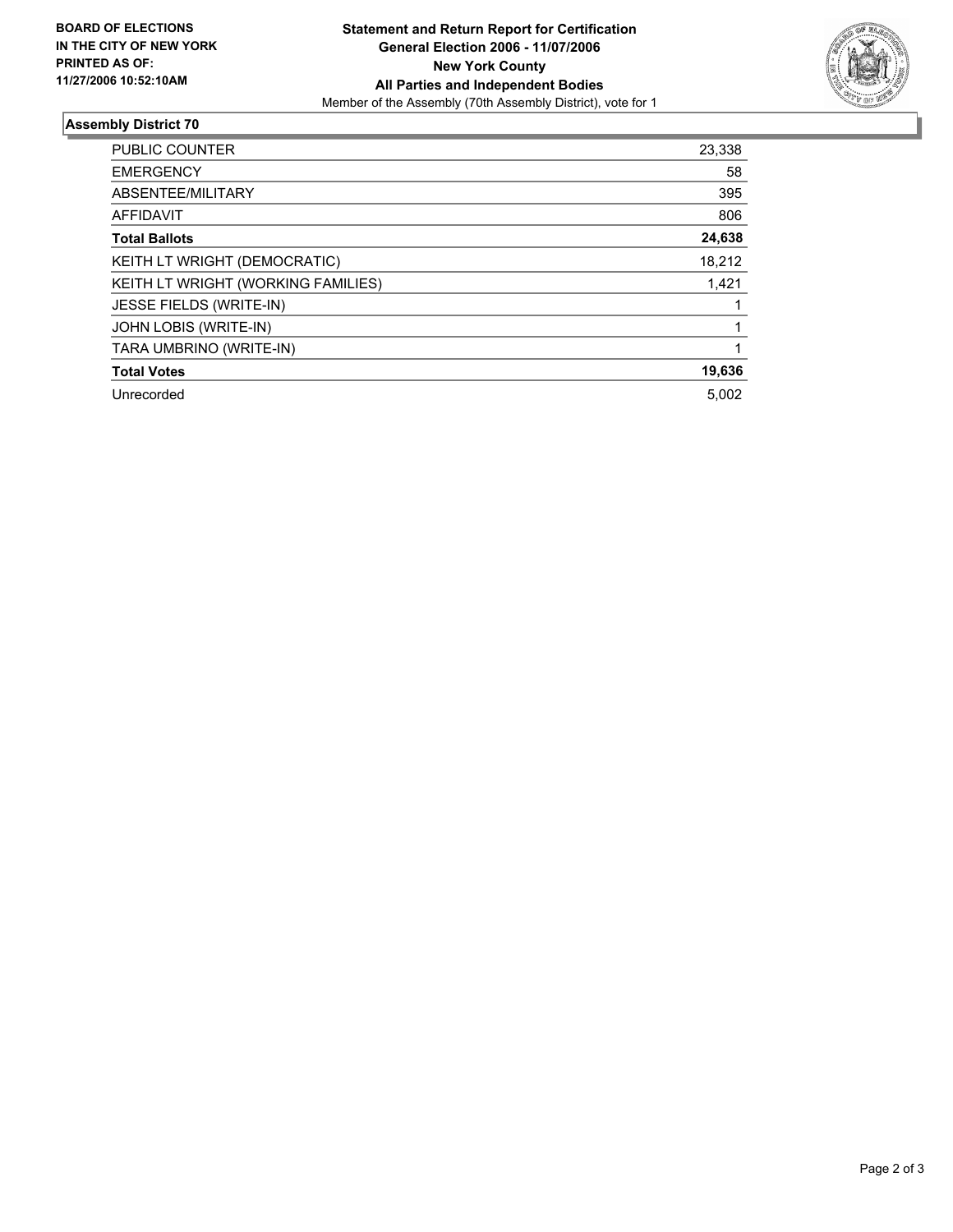**BOARD OF ELECTIONS IN THE CITY OF NEW YORK PRINTED AS OF: 11/27/2006 10:52:10AM**

**Statement and Return Report for Certification**
**General Election 2006 - 11/07/2006**
**New York County**
**All Parties and Independent Bodies**
Member of the Assembly (70th Assembly District), vote for 1

## Assembly District 70

| | |
|---|---|
| PUBLIC COUNTER | 23,338 |
| EMERGENCY | 58 |
| ABSENTEE/MILITARY | 395 |
| AFFIDAVIT | 806 |
| **Total Ballots** | **24,638** |
| KEITH LT WRIGHT (DEMOCRATIC) | 18,212 |
| KEITH LT WRIGHT (WORKING FAMILIES) | 1,421 |
| JESSE FIELDS (WRITE-IN) | 1 |
| JOHN LOBIS (WRITE-IN) | 1 |
| TARA UMBRINO (WRITE-IN) | 1 |
| **Total Votes** | **19,636** |
| Unrecorded | 5,002 |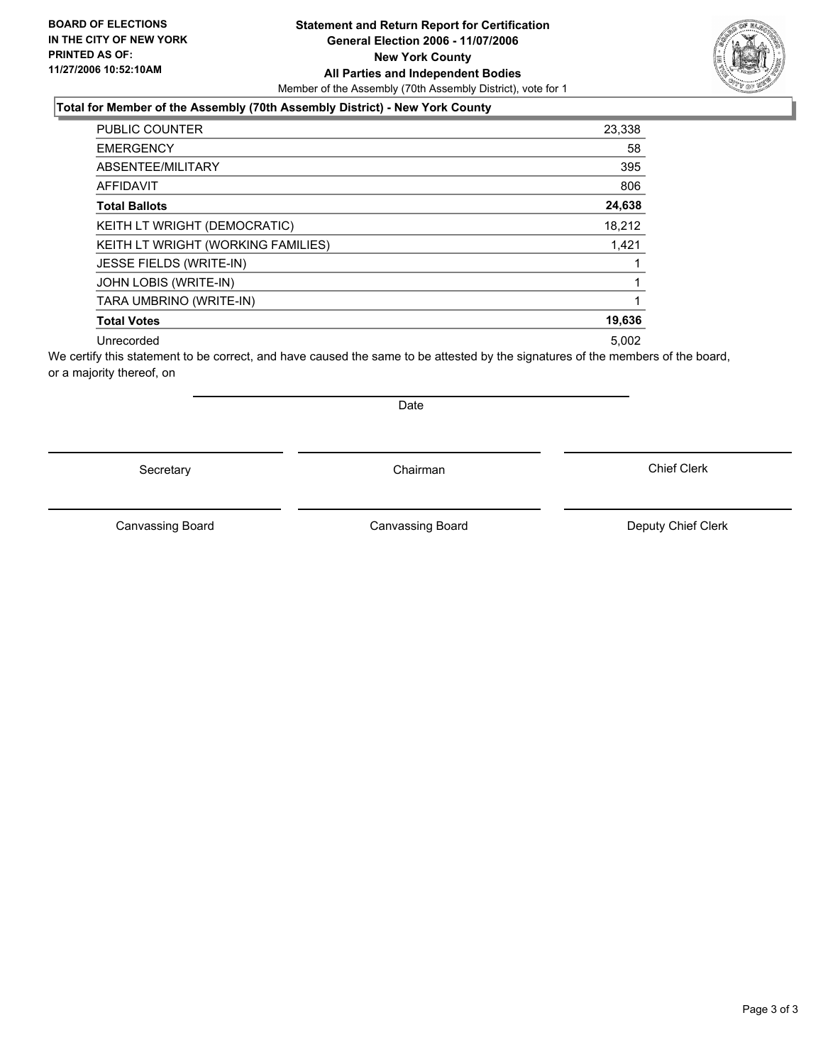**BOARD OF ELECTIONS IN THE CITY OF NEW YORK PRINTED AS OF: 11/27/2006 10:52:10AM**

**Statement and Return Report for Certification**
**General Election 2006 - 11/07/2006**
**New York County**
**All Parties and Independent Bodies**
Member of the Assembly (70th Assembly District), vote for 1

**Total for Member of the Assembly (70th Assembly District) - New York County**

| | |
|---|---|
| PUBLIC COUNTER | 23,338 |
| EMERGENCY | 58 |
| ABSENTEE/MILITARY | 395 |
| AFFIDAVIT | 806 |
| **Total Ballots** | **24,638** |
| KEITH LT WRIGHT (DEMOCRATIC) | 18,212 |
| KEITH LT WRIGHT (WORKING FAMILIES) | 1,421 |
| JESSE FIELDS (WRITE-IN) | 1 |
| JOHN LOBIS (WRITE-IN) | 1 |
| TARA UMBRINO (WRITE-IN) | 1 |
| **Total Votes** | **19,636** |
| Unrecorded | 5,002 |

We certify this statement to be correct, and have caused the same to be attested by the signatures of the members of the board, or a majority thereof, on

Date

Secretary

Chairman

Chief Clerk

Canvassing Board

Canvassing Board

Deputy Chief Clerk